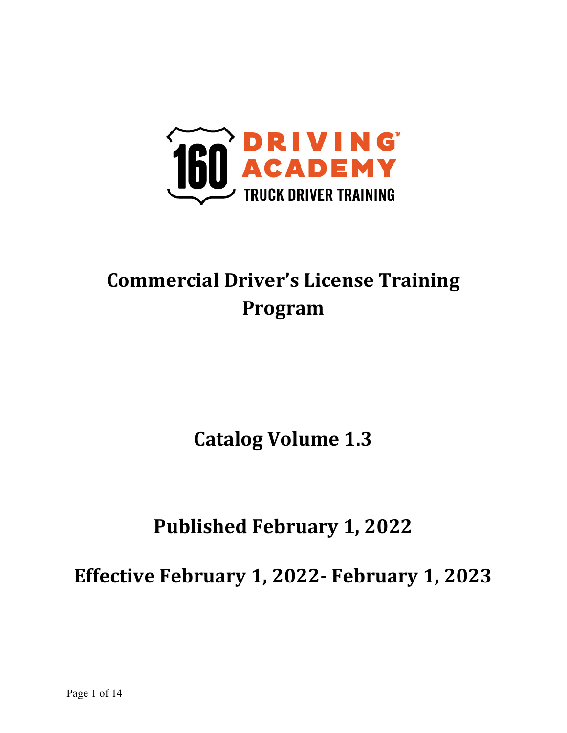160 DRIVING ACADEMY

TRUCK DRIVER TRAINING

# Commercial Driver's License Training Program

## Catalog Volume 1.3

## Published February 1, 2022

## Effective February 1, 2022- February 1, 2023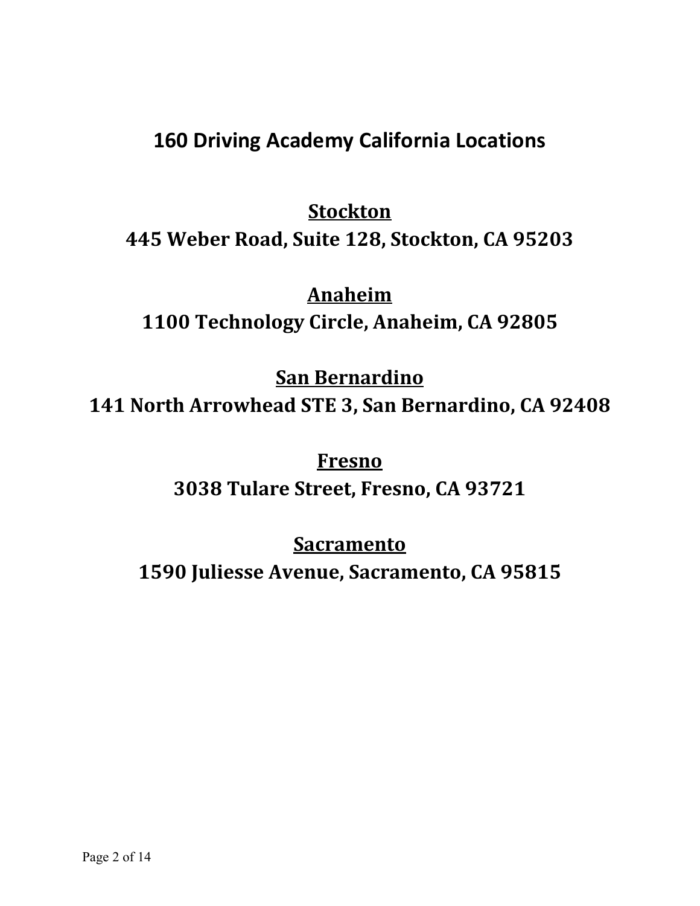# 160 Driving Academy California Locations

**<u>Stockton</u>**

**445 Weber Road, Suite 128, Stockton, CA 95203**

**<u>Anaheim</u>**

**1100 Technology Circle, Anaheim, CA 92805**

**<u>San Bernardino</u>**

**141 North Arrowhead STE 3, San Bernardino, CA 92408**

**<u>Fresno</u>**

**3038 Tulare Street, Fresno, CA 93721**

**<u>Sacramento</u>**

**1590 Juliesse Avenue, Sacramento, CA 95815**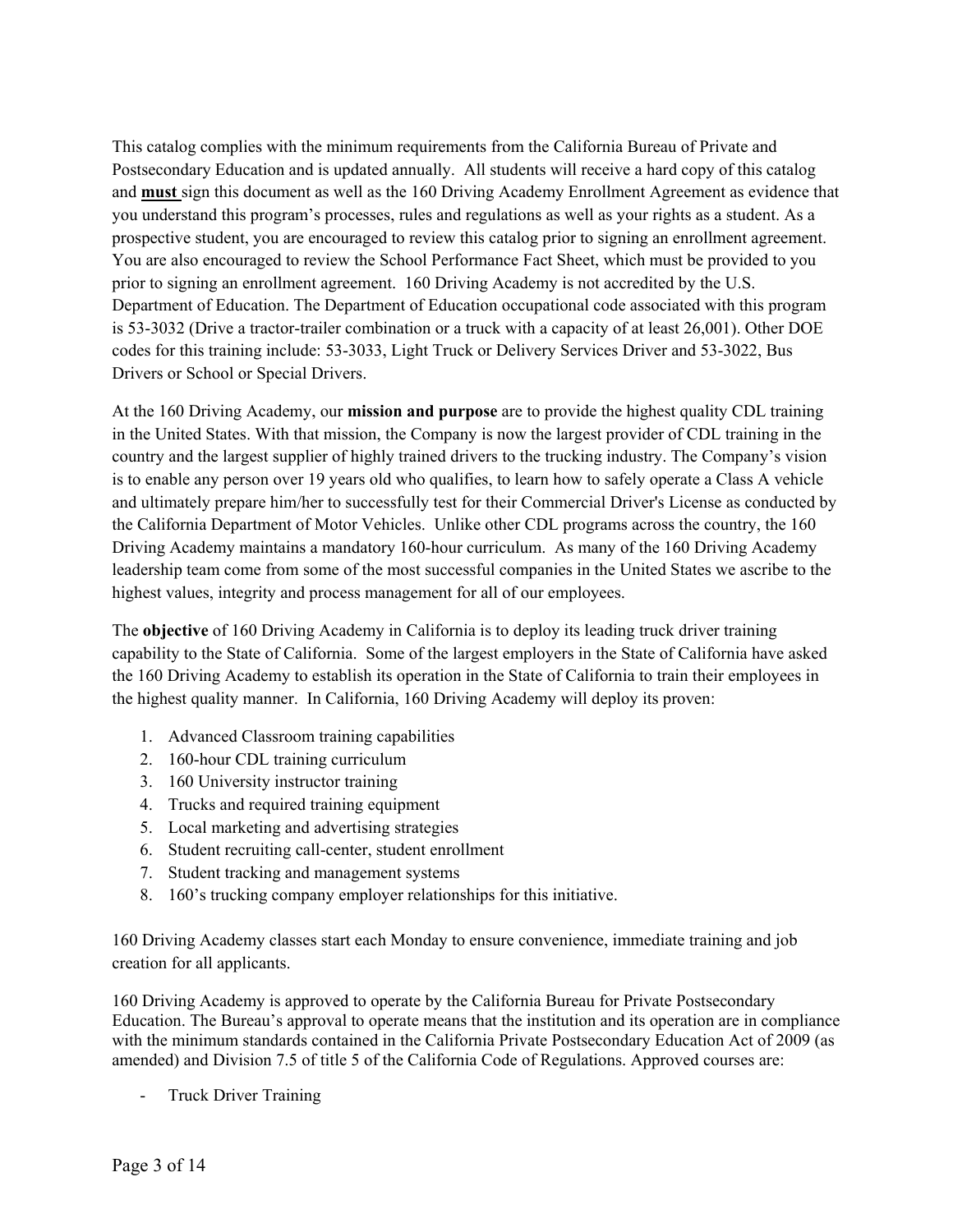This catalog complies with the minimum requirements from the California Bureau of Private and Postsecondary Education and is updated annually. All students will receive a hard copy of this catalog and **must** sign this document as well as the 160 Driving Academy Enrollment Agreement as evidence that you understand this program's processes, rules and regulations as well as your rights as a student. As a prospective student, you are encouraged to review this catalog prior to signing an enrollment agreement. You are also encouraged to review the School Performance Fact Sheet, which must be provided to you prior to signing an enrollment agreement. 160 Driving Academy is not accredited by the U.S. Department of Education. The Department of Education occupational code associated with this program is 53-3032 (Drive a tractor-trailer combination or a truck with a capacity of at least 26,001). Other DOE codes for this training include: 53-3033, Light Truck or Delivery Services Driver and 53-3022, Bus Drivers or School or Special Drivers.

At the 160 Driving Academy, our **mission and purpose** are to provide the highest quality CDL training in the United States. With that mission, the Company is now the largest provider of CDL training in the country and the largest supplier of highly trained drivers to the trucking industry. The Company's vision is to enable any person over 19 years old who qualifies, to learn how to safely operate a Class A vehicle and ultimately prepare him/her to successfully test for their Commercial Driver's License as conducted by the California Department of Motor Vehicles. Unlike other CDL programs across the country, the 160 Driving Academy maintains a mandatory 160-hour curriculum. As many of the 160 Driving Academy leadership team come from some of the most successful companies in the United States we ascribe to the highest values, integrity and process management for all of our employees.

The **objective** of 160 Driving Academy in California is to deploy its leading truck driver training capability to the State of California. Some of the largest employers in the State of California have asked the 160 Driving Academy to establish its operation in the State of California to train their employees in the highest quality manner. In California, 160 Driving Academy will deploy its proven:

1. Advanced Classroom training capabilities
2. 160-hour CDL training curriculum
3. 160 University instructor training
4. Trucks and required training equipment
5. Local marketing and advertising strategies
6. Student recruiting call-center, student enrollment
7. Student tracking and management systems
8. 160's trucking company employer relationships for this initiative.

160 Driving Academy classes start each Monday to ensure convenience, immediate training and job creation for all applicants.

160 Driving Academy is approved to operate by the California Bureau for Private Postsecondary Education. The Bureau's approval to operate means that the institution and its operation are in compliance with the minimum standards contained in the California Private Postsecondary Education Act of 2009 (as amended) and Division 7.5 of title 5 of the California Code of Regulations. Approved courses are:

- Truck Driver Training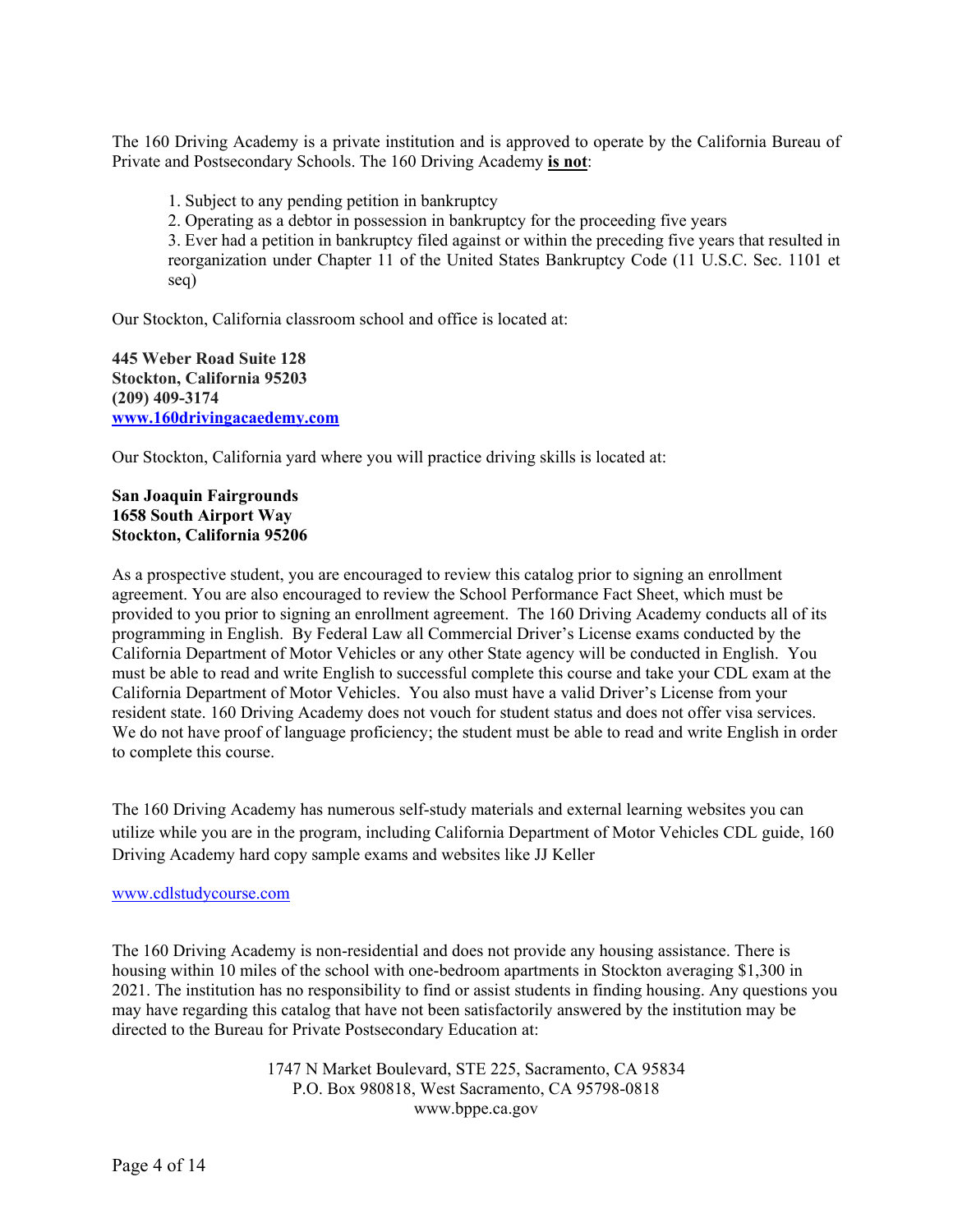The 160 Driving Academy is a private institution and is approved to operate by the California Bureau of Private and Postsecondary Schools. The 160 Driving Academy **is not**:

1. Subject to any pending petition in bankruptcy
2. Operating as a debtor in possession in bankruptcy for the proceeding five years
3. Ever had a petition in bankruptcy filed against or within the preceding five years that resulted in reorganization under Chapter 11 of the United States Bankruptcy Code (11 U.S.C. Sec. 1101 et seq)

Our Stockton, California classroom school and office is located at:

**445 Weber Road Suite 128**
**Stockton, California 95203**
**(209) 409-3174**
**www.160drivingacaedemy.com**

Our Stockton, California yard where you will practice driving skills is located at:

**San Joaquin Fairgrounds**
**1658 South Airport Way**
**Stockton, California 95206**

As a prospective student, you are encouraged to review this catalog prior to signing an enrollment agreement. You are also encouraged to review the School Performance Fact Sheet, which must be provided to you prior to signing an enrollment agreement. The 160 Driving Academy conducts all of its programming in English. By Federal Law all Commercial Driver's License exams conducted by the California Department of Motor Vehicles or any other State agency will be conducted in English. You must be able to read and write English to successful complete this course and take your CDL exam at the California Department of Motor Vehicles. You also must have a valid Driver's License from your resident state. 160 Driving Academy does not vouch for student status and does not offer visa services. We do not have proof of language proficiency; the student must be able to read and write English in order to complete this course.

The 160 Driving Academy has numerous self-study materials and external learning websites you can utilize while you are in the program, including California Department of Motor Vehicles CDL guide, 160 Driving Academy hard copy sample exams and websites like JJ Keller

www.cdlstudycourse.com

The 160 Driving Academy is non-residential and does not provide any housing assistance. There is housing within 10 miles of the school with one-bedroom apartments in Stockton averaging $1,300 in 2021. The institution has no responsibility to find or assist students in finding housing. Any questions you may have regarding this catalog that have not been satisfactorily answered by the institution may be directed to the Bureau for Private Postsecondary Education at:

1747 N Market Boulevard, STE 225, Sacramento, CA 95834
P.O. Box 980818, West Sacramento, CA 95798-0818
www.bppe.ca.gov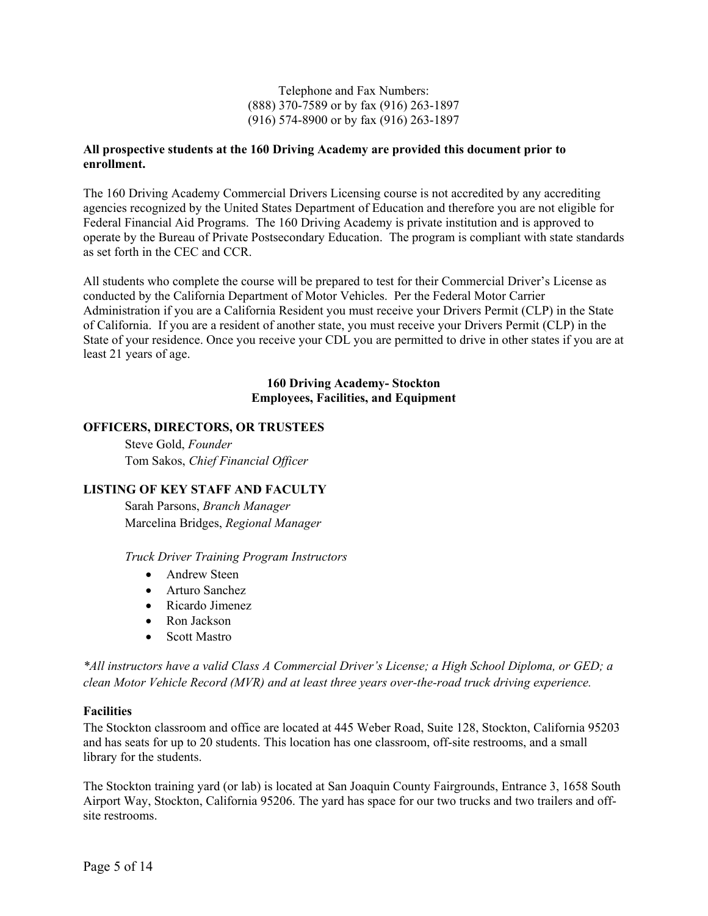Telephone and Fax Numbers:
(888) 370-7589 or by fax (916) 263-1897
(916) 574-8900 or by fax (916) 263-1897

**All prospective students at the 160 Driving Academy are provided this document prior to enrollment.**

The 160 Driving Academy Commercial Drivers Licensing course is not accredited by any accrediting agencies recognized by the United States Department of Education and therefore you are not eligible for Federal Financial Aid Programs. The 160 Driving Academy is private institution and is approved to operate by the Bureau of Private Postsecondary Education. The program is compliant with state standards as set forth in the CEC and CCR.

All students who complete the course will be prepared to test for their Commercial Driver's License as conducted by the California Department of Motor Vehicles. Per the Federal Motor Carrier Administration if you are a California Resident you must receive your Drivers Permit (CLP) in the State of California. If you are a resident of another state, you must receive your Drivers Permit (CLP) in the State of your residence. Once you receive your CDL you are permitted to drive in other states if you are at least 21 years of age.

## 160 Driving Academy- Stockton
## Employees, Facilities, and Equipment

### OFFICERS, DIRECTORS, OR TRUSTEES

Steve Gold, *Founder*
Tom Sakos, *Chief Financial Officer*

### LISTING OF KEY STAFF AND FACULTY

Sarah Parsons, *Branch Manager*
Marcelina Bridges, *Regional Manager*

*Truck Driver Training Program Instructors*

- Andrew Steen
- Arturo Sanchez
- Ricardo Jimenez
- Ron Jackson
- Scott Mastro

*\*All instructors have a valid Class A Commercial Driver's License; a High School Diploma, or GED; a clean Motor Vehicle Record (MVR) and at least three years over-the-road truck driving experience.*

**Facilities**

The Stockton classroom and office are located at 445 Weber Road, Suite 128, Stockton, California 95203 and has seats for up to 20 students. This location has one classroom, off-site restrooms, and a small library for the students.

The Stockton training yard (or lab) is located at San Joaquin County Fairgrounds, Entrance 3, 1658 South Airport Way, Stockton, California 95206. The yard has space for our two trucks and two trailers and off-site restrooms.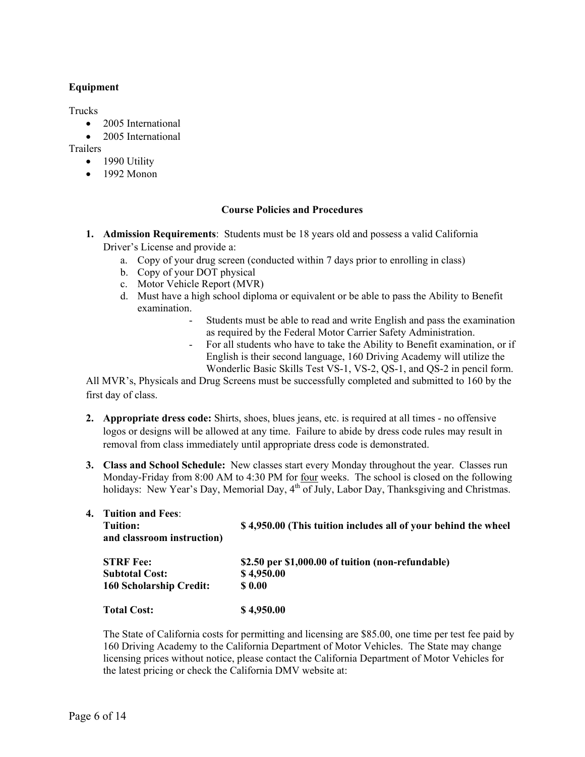**Equipment**

Trucks

- 2005 International
- 2005 International

Trailers

- 1990 Utility
- 1992 Monon

**Course Policies and Procedures**

1. **Admission Requirements**: Students must be 18 years old and possess a valid California Driver's License and provide a:
    a. Copy of your drug screen (conducted within 7 days prior to enrolling in class)
    b. Copy of your DOT physical
    c. Motor Vehicle Report (MVR)
    d. Must have a high school diploma or equivalent or be able to pass the Ability to Benefit examination.
        - Students must be able to read and write English and pass the examination as required by the Federal Motor Carrier Safety Administration.
        - For all students who have to take the Ability to Benefit examination, or if English is their second language, 160 Driving Academy will utilize the Wonderlic Basic Skills Test VS-1, VS-2, QS-1, and QS-2 in pencil form.

    All MVR's, Physicals and Drug Screens must be successfully completed and submitted to 160 by the first day of class.

2. **Appropriate dress code:** Shirts, shoes, blues jeans, etc. is required at all times - no offensive logos or designs will be allowed at any time. Failure to abide by dress code rules may result in removal from class immediately until appropriate dress code is demonstrated.

3. **Class and School Schedule:** New classes start every Monday throughout the year. Classes run Monday-Friday from 8:00 AM to 4:30 PM for four weeks. The school is closed on the following holidays: New Year's Day, Memorial Day, 4th of July, Labor Day, Thanksgiving and Christmas.

4. **Tuition and Fees**:

| | |
|---|---|
| **Tuition: and classroom instruction)** | **$ 4,950.00 (This tuition includes all of your behind the wheel** |
| **STRF Fee:** | **$2.50 per $1,000.00 of tuition (non-refundable)** |
| **Subtotal Cost:** | **$ 4,950.00** |
| **160 Scholarship Credit:** | **$ 0.00** |
| **Total Cost:** | **$ 4,950.00** |

    The State of California costs for permitting and licensing are $85.00, one time per test fee paid by 160 Driving Academy to the California Department of Motor Vehicles. The State may change licensing prices without notice, please contact the California Department of Motor Vehicles for the latest pricing or check the California DMV website at: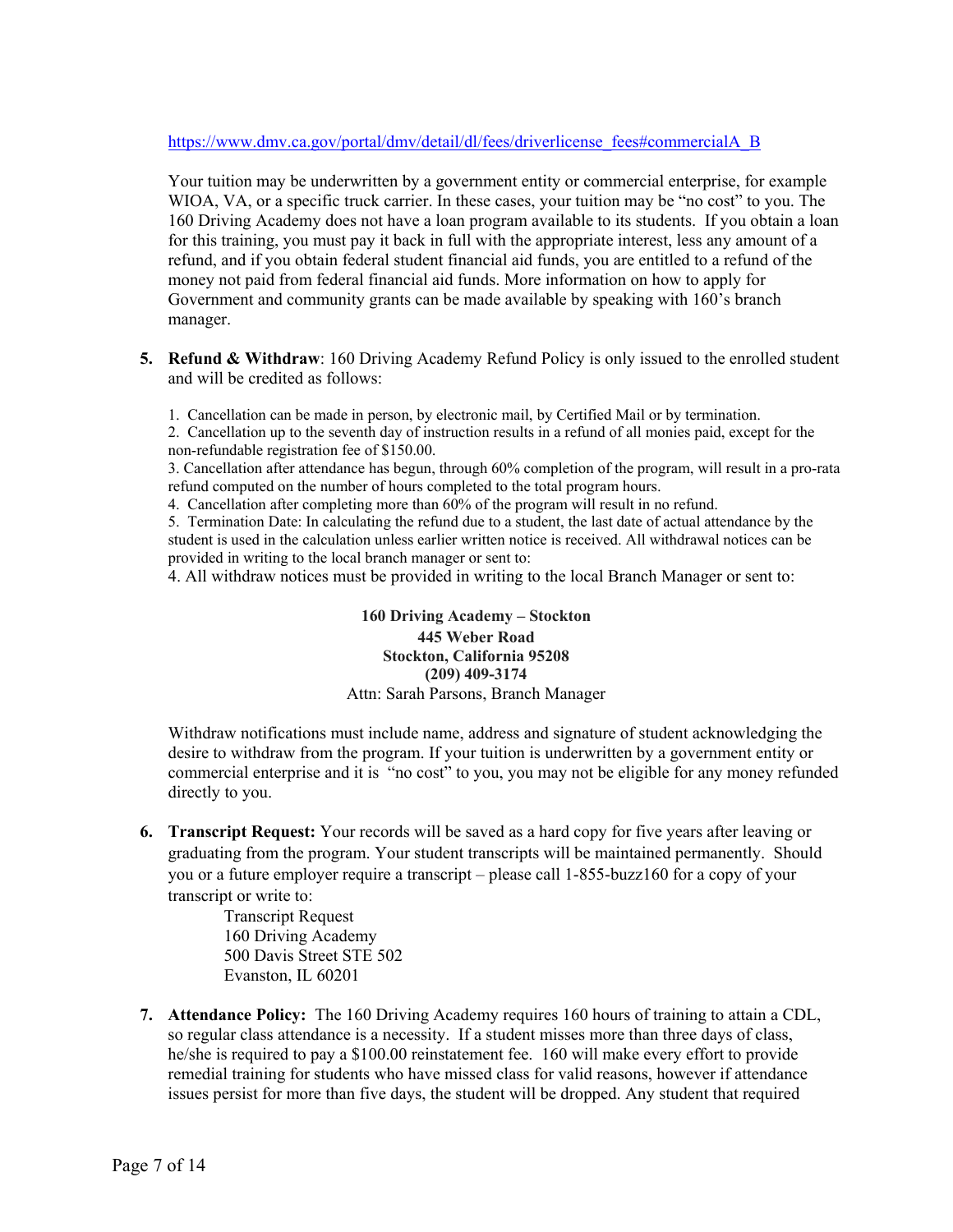https://www.dmv.ca.gov/portal/dmv/detail/dl/fees/driverlicense_fees#commercialA_B

Your tuition may be underwritten by a government entity or commercial enterprise, for example WIOA, VA, or a specific truck carrier. In these cases, your tuition may be "no cost" to you. The 160 Driving Academy does not have a loan program available to its students. If you obtain a loan for this training, you must pay it back in full with the appropriate interest, less any amount of a refund, and if you obtain federal student financial aid funds, you are entitled to a refund of the money not paid from federal financial aid funds. More information on how to apply for Government and community grants can be made available by speaking with 160's branch manager.

5. **Refund & Withdraw**: 160 Driving Academy Refund Policy is only issued to the enrolled student and will be credited as follows:

   1. Cancellation can be made in person, by electronic mail, by Certified Mail or by termination.
   2. Cancellation up to the seventh day of instruction results in a refund of all monies paid, except for the non-refundable registration fee of $150.00.
   3. Cancellation after attendance has begun, through 60% completion of the program, will result in a pro-rata refund computed on the number of hours completed to the total program hours.
   4. Cancellation after completing more than 60% of the program will result in no refund.
   5. Termination Date: In calculating the refund due to a student, the last date of actual attendance by the student is used in the calculation unless earlier written notice is received. All withdrawal notices can be provided in writing to the local branch manager or sent to:

   4. All withdraw notices must be provided in writing to the local Branch Manager or sent to:

   **160 Driving Academy – Stockton**
   **445 Weber Road**
   **Stockton, California 95208**
   **(209) 409-3174**
   Attn: Sarah Parsons, Branch Manager

   Withdraw notifications must include name, address and signature of student acknowledging the desire to withdraw from the program. If your tuition is underwritten by a government entity or commercial enterprise and it is "no cost" to you, you may not be eligible for any money refunded directly to you.

6. **Transcript Request:** Your records will be saved as a hard copy for five years after leaving or graduating from the program. Your student transcripts will be maintained permanently. Should you or a future employer require a transcript – please call 1-855-buzz160 for a copy of your transcript or write to:

   Transcript Request
   160 Driving Academy
   500 Davis Street STE 502
   Evanston, IL 60201

7. **Attendance Policy:** The 160 Driving Academy requires 160 hours of training to attain a CDL, so regular class attendance is a necessity. If a student misses more than three days of class, he/she is required to pay a $100.00 reinstatement fee. 160 will make every effort to provide remedial training for students who have missed class for valid reasons, however if attendance issues persist for more than five days, the student will be dropped. Any student that required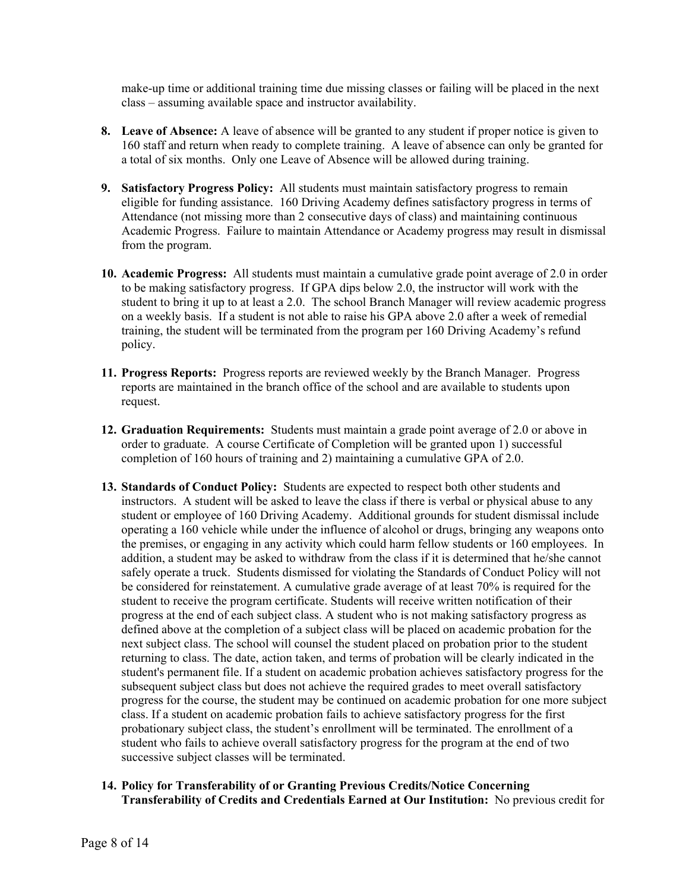make-up time or additional training time due missing classes or failing will be placed in the next class – assuming available space and instructor availability.

8. **Leave of Absence:** A leave of absence will be granted to any student if proper notice is given to 160 staff and return when ready to complete training. A leave of absence can only be granted for a total of six months. Only one Leave of Absence will be allowed during training.

9. **Satisfactory Progress Policy:** All students must maintain satisfactory progress to remain eligible for funding assistance. 160 Driving Academy defines satisfactory progress in terms of Attendance (not missing more than 2 consecutive days of class) and maintaining continuous Academic Progress. Failure to maintain Attendance or Academy progress may result in dismissal from the program.

10. **Academic Progress:** All students must maintain a cumulative grade point average of 2.0 in order to be making satisfactory progress. If GPA dips below 2.0, the instructor will work with the student to bring it up to at least a 2.0. The school Branch Manager will review academic progress on a weekly basis. If a student is not able to raise his GPA above 2.0 after a week of remedial training, the student will be terminated from the program per 160 Driving Academy's refund policy.

11. **Progress Reports:** Progress reports are reviewed weekly by the Branch Manager. Progress reports are maintained in the branch office of the school and are available to students upon request.

12. **Graduation Requirements:** Students must maintain a grade point average of 2.0 or above in order to graduate. A course Certificate of Completion will be granted upon 1) successful completion of 160 hours of training and 2) maintaining a cumulative GPA of 2.0.

13. **Standards of Conduct Policy:** Students are expected to respect both other students and instructors. A student will be asked to leave the class if there is verbal or physical abuse to any student or employee of 160 Driving Academy. Additional grounds for student dismissal include operating a 160 vehicle while under the influence of alcohol or drugs, bringing any weapons onto the premises, or engaging in any activity which could harm fellow students or 160 employees. In addition, a student may be asked to withdraw from the class if it is determined that he/she cannot safely operate a truck. Students dismissed for violating the Standards of Conduct Policy will not be considered for reinstatement. A cumulative grade average of at least 70% is required for the student to receive the program certificate. Students will receive written notification of their progress at the end of each subject class. A student who is not making satisfactory progress as defined above at the completion of a subject class will be placed on academic probation for the next subject class. The school will counsel the student placed on probation prior to the student returning to class. The date, action taken, and terms of probation will be clearly indicated in the student's permanent file. If a student on academic probation achieves satisfactory progress for the subsequent subject class but does not achieve the required grades to meet overall satisfactory progress for the course, the student may be continued on academic probation for one more subject class. If a student on academic probation fails to achieve satisfactory progress for the first probationary subject class, the student's enrollment will be terminated. The enrollment of a student who fails to achieve overall satisfactory progress for the program at the end of two successive subject classes will be terminated.

14. **Policy for Transferability of or Granting Previous Credits/Notice Concerning Transferability of Credits and Credentials Earned at Our Institution:** No previous credit for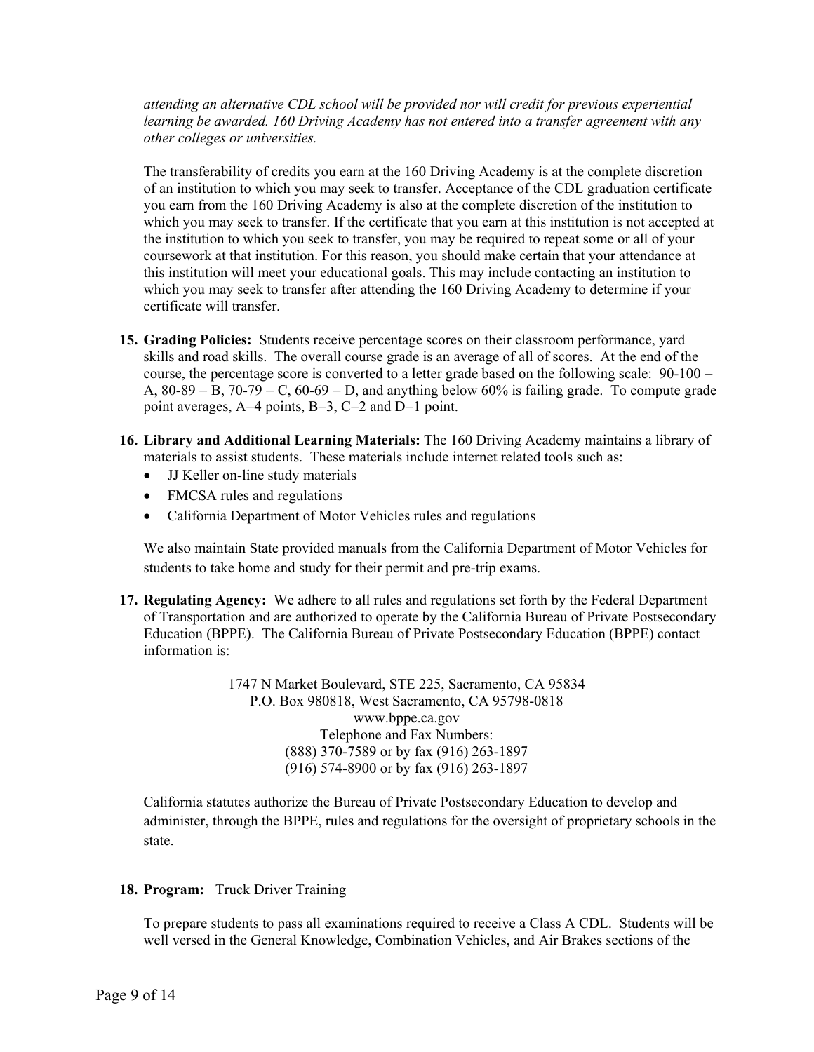*attending an alternative CDL school will be provided nor will credit for previous experiential learning be awarded. 160 Driving Academy has not entered into a transfer agreement with any other colleges or universities.*

The transferability of credits you earn at the 160 Driving Academy is at the complete discretion of an institution to which you may seek to transfer. Acceptance of the CDL graduation certificate you earn from the 160 Driving Academy is also at the complete discretion of the institution to which you may seek to transfer. If the certificate that you earn at this institution is not accepted at the institution to which you seek to transfer, you may be required to repeat some or all of your coursework at that institution. For this reason, you should make certain that your attendance at this institution will meet your educational goals. This may include contacting an institution to which you may seek to transfer after attending the 160 Driving Academy to determine if your certificate will transfer.

15. **Grading Policies:** Students receive percentage scores on their classroom performance, yard skills and road skills. The overall course grade is an average of all of scores. At the end of the course, the percentage score is converted to a letter grade based on the following scale: 90-100 = A, 80-89 = B, 70-79 = C, 60-69 = D, and anything below 60% is failing grade. To compute grade point averages, A=4 points, B=3, C=2 and D=1 point.

16. **Library and Additional Learning Materials:** The 160 Driving Academy maintains a library of materials to assist students. These materials include internet related tools such as:
    - JJ Keller on-line study materials
    - FMCSA rules and regulations
    - California Department of Motor Vehicles rules and regulations

    We also maintain State provided manuals from the California Department of Motor Vehicles for students to take home and study for their permit and pre-trip exams.

17. **Regulating Agency:** We adhere to all rules and regulations set forth by the Federal Department of Transportation and are authorized to operate by the California Bureau of Private Postsecondary Education (BPPE). The California Bureau of Private Postsecondary Education (BPPE) contact information is:

    1747 N Market Boulevard, STE 225, Sacramento, CA 95834
    P.O. Box 980818, West Sacramento, CA 95798-0818
    www.bppe.ca.gov
    Telephone and Fax Numbers:
    (888) 370-7589 or by fax (916) 263-1897
    (916) 574-8900 or by fax (916) 263-1897

    California statutes authorize the Bureau of Private Postsecondary Education to develop and administer, through the BPPE, rules and regulations for the oversight of proprietary schools in the state.

18. **Program:** Truck Driver Training

    To prepare students to pass all examinations required to receive a Class A CDL. Students will be well versed in the General Knowledge, Combination Vehicles, and Air Brakes sections of the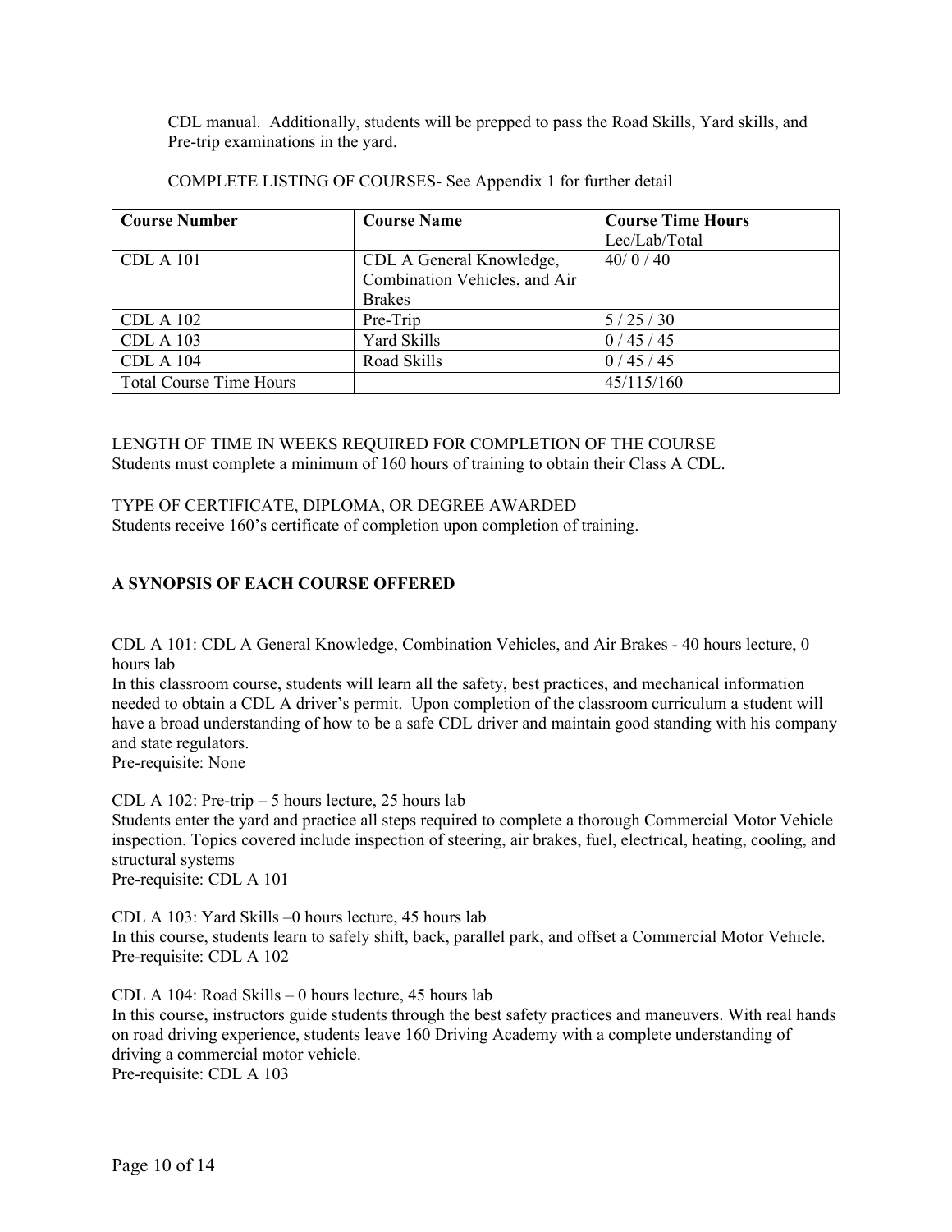CDL manual. Additionally, students will be prepped to pass the Road Skills, Yard skills, and Pre-trip examinations in the yard.

COMPLETE LISTING OF COURSES- See Appendix 1 for further detail

| Course Number | Course Name | Course Time Hours Lec/Lab/Total |
|---|---|---|
| CDL A 101 | CDL A General Knowledge, Combination Vehicles, and Air Brakes | 40/ 0 / 40 |
| CDL A 102 | Pre-Trip | 5 / 25 / 30 |
| CDL A 103 | Yard Skills | 0 / 45 / 45 |
| CDL A 104 | Road Skills | 0 / 45 / 45 |
| Total Course Time Hours | | 45/115/160 |

LENGTH OF TIME IN WEEKS REQUIRED FOR COMPLETION OF THE COURSE
Students must complete a minimum of 160 hours of training to obtain their Class A CDL.

TYPE OF CERTIFICATE, DIPLOMA, OR DEGREE AWARDED
Students receive 160's certificate of completion upon completion of training.

## A SYNOPSIS OF EACH COURSE OFFERED

CDL A 101: CDL A General Knowledge, Combination Vehicles, and Air Brakes - 40 hours lecture, 0 hours lab
In this classroom course, students will learn all the safety, best practices, and mechanical information needed to obtain a CDL A driver's permit. Upon completion of the classroom curriculum a student will have a broad understanding of how to be a safe CDL driver and maintain good standing with his company and state regulators.
Pre-requisite: None

CDL A 102: Pre-trip – 5 hours lecture, 25 hours lab
Students enter the yard and practice all steps required to complete a thorough Commercial Motor Vehicle inspection. Topics covered include inspection of steering, air brakes, fuel, electrical, heating, cooling, and structural systems
Pre-requisite: CDL A 101

CDL A 103: Yard Skills –0 hours lecture, 45 hours lab
In this course, students learn to safely shift, back, parallel park, and offset a Commercial Motor Vehicle.
Pre-requisite: CDL A 102

CDL A 104: Road Skills – 0 hours lecture, 45 hours lab
In this course, instructors guide students through the best safety practices and maneuvers. With real hands on road driving experience, students leave 160 Driving Academy with a complete understanding of driving a commercial motor vehicle.
Pre-requisite: CDL A 103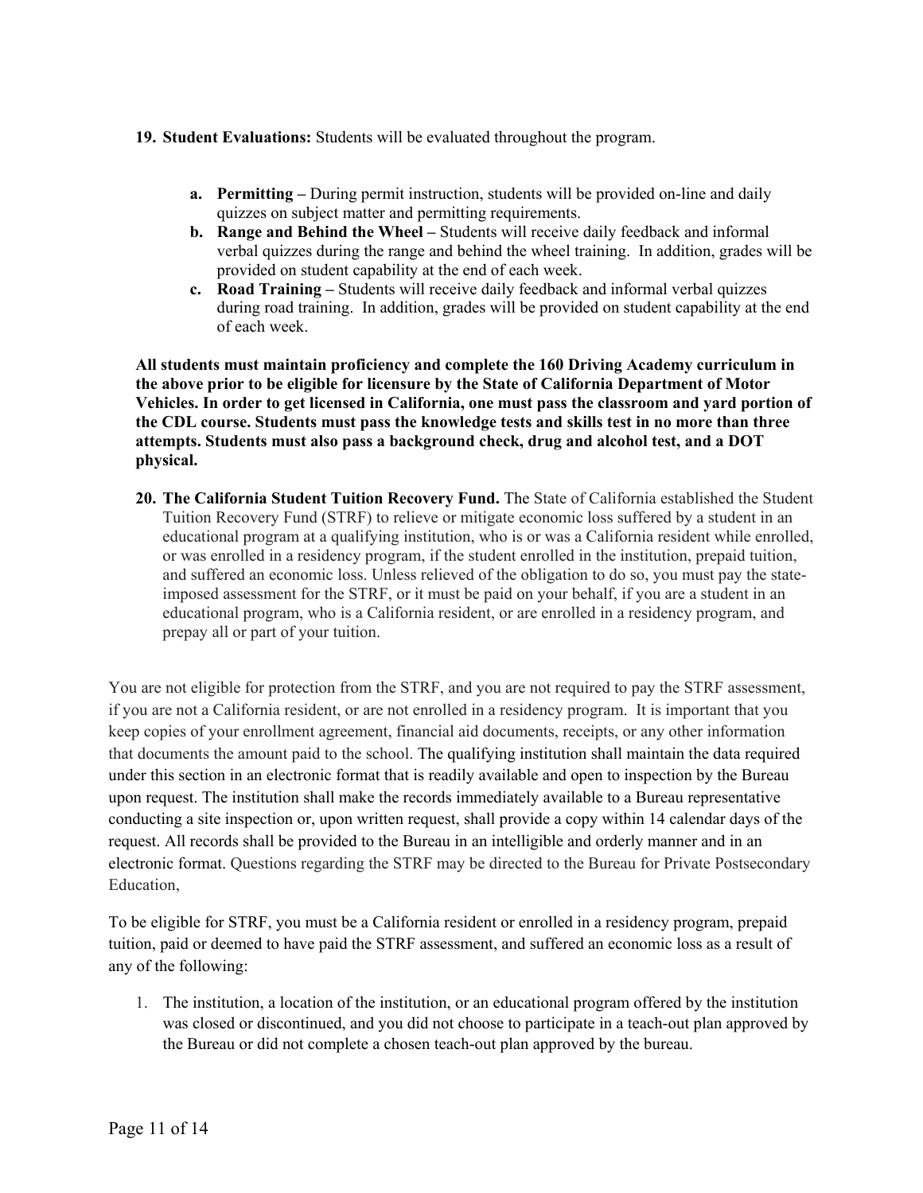19. **Student Evaluations:** Students will be evaluated throughout the program.

    a. **Permitting –** During permit instruction, students will be provided on-line and daily quizzes on subject matter and permitting requirements.
    b. **Range and Behind the Wheel –** Students will receive daily feedback and informal verbal quizzes during the range and behind the wheel training. In addition, grades will be provided on student capability at the end of each week.
    c. **Road Training –** Students will receive daily feedback and informal verbal quizzes during road training. In addition, grades will be provided on student capability at the end of each week.

**All students must maintain proficiency and complete the 160 Driving Academy curriculum in the above prior to be eligible for licensure by the State of California Department of Motor Vehicles. In order to get licensed in California, one must pass the classroom and yard portion of the CDL course. Students must pass the knowledge tests and skills test in no more than three attempts. Students must also pass a background check, drug and alcohol test, and a DOT physical.**

20. **The California Student Tuition Recovery Fund.** The State of California established the Student Tuition Recovery Fund (STRF) to relieve or mitigate economic loss suffered by a student in an educational program at a qualifying institution, who is or was a California resident while enrolled, or was enrolled in a residency program, if the student enrolled in the institution, prepaid tuition, and suffered an economic loss. Unless relieved of the obligation to do so, you must pay the state-imposed assessment for the STRF, or it must be paid on your behalf, if you are a student in an educational program, who is a California resident, or are enrolled in a residency program, and prepay all or part of your tuition.

You are not eligible for protection from the STRF, and you are not required to pay the STRF assessment, if you are not a California resident, or are not enrolled in a residency program. It is important that you keep copies of your enrollment agreement, financial aid documents, receipts, or any other information that documents the amount paid to the school. The qualifying institution shall maintain the data required under this section in an electronic format that is readily available and open to inspection by the Bureau upon request. The institution shall make the records immediately available to a Bureau representative conducting a site inspection or, upon written request, shall provide a copy within 14 calendar days of the request. All records shall be provided to the Bureau in an intelligible and orderly manner and in an electronic format. Questions regarding the STRF may be directed to the Bureau for Private Postsecondary Education,

To be eligible for STRF, you must be a California resident or enrolled in a residency program, prepaid tuition, paid or deemed to have paid the STRF assessment, and suffered an economic loss as a result of any of the following:

1. The institution, a location of the institution, or an educational program offered by the institution was closed or discontinued, and you did not choose to participate in a teach-out plan approved by the Bureau or did not complete a chosen teach-out plan approved by the bureau.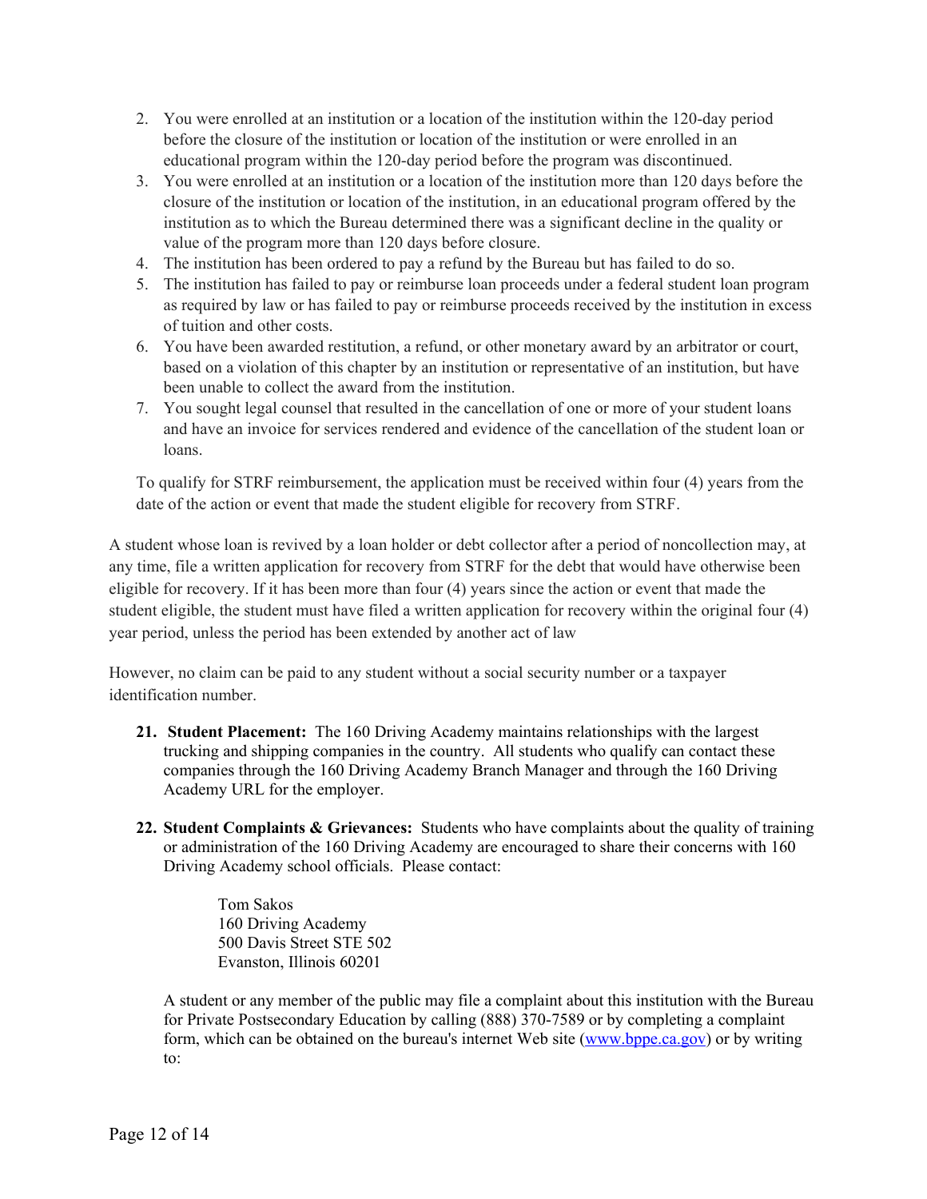2. You were enrolled at an institution or a location of the institution within the 120-day period before the closure of the institution or location of the institution or were enrolled in an educational program within the 120-day period before the program was discontinued.
3. You were enrolled at an institution or a location of the institution more than 120 days before the closure of the institution or location of the institution, in an educational program offered by the institution as to which the Bureau determined there was a significant decline in the quality or value of the program more than 120 days before closure.
4. The institution has been ordered to pay a refund by the Bureau but has failed to do so.
5. The institution has failed to pay or reimburse loan proceeds under a federal student loan program as required by law or has failed to pay or reimburse proceeds received by the institution in excess of tuition and other costs.
6. You have been awarded restitution, a refund, or other monetary award by an arbitrator or court, based on a violation of this chapter by an institution or representative of an institution, but have been unable to collect the award from the institution.
7. You sought legal counsel that resulted in the cancellation of one or more of your student loans and have an invoice for services rendered and evidence of the cancellation of the student loan or loans.

To qualify for STRF reimbursement, the application must be received within four (4) years from the date of the action or event that made the student eligible for recovery from STRF.

A student whose loan is revived by a loan holder or debt collector after a period of noncollection may, at any time, file a written application for recovery from STRF for the debt that would have otherwise been eligible for recovery. If it has been more than four (4) years since the action or event that made the student eligible, the student must have filed a written application for recovery within the original four (4) year period, unless the period has been extended by another act of law

However, no claim can be paid to any student without a social security number or a taxpayer identification number.

21. **Student Placement:** The 160 Driving Academy maintains relationships with the largest trucking and shipping companies in the country. All students who qualify can contact these companies through the 160 Driving Academy Branch Manager and through the 160 Driving Academy URL for the employer.

22. **Student Complaints & Grievances:** Students who have complaints about the quality of training or administration of the 160 Driving Academy are encouraged to share their concerns with 160 Driving Academy school officials. Please contact:

    Tom Sakos
    160 Driving Academy
    500 Davis Street STE 502
    Evanston, Illinois 60201

    A student or any member of the public may file a complaint about this institution with the Bureau for Private Postsecondary Education by calling (888) 370-7589 or by completing a complaint form, which can be obtained on the bureau's internet Web site (www.bppe.ca.gov) or by writing to: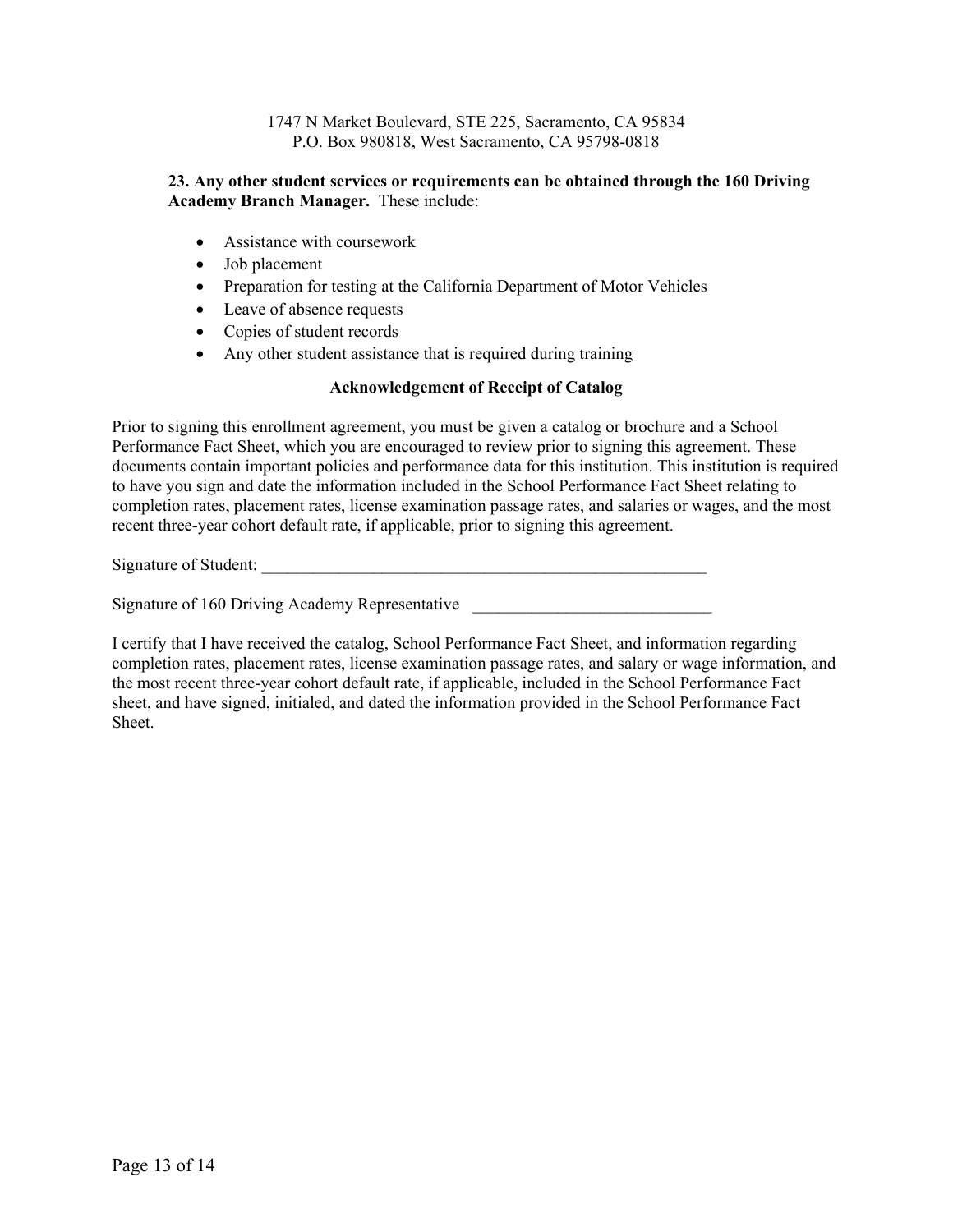1747 N Market Boulevard, STE 225, Sacramento, CA 95834
P.O. Box 980818, West Sacramento, CA 95798-0818

**23. Any other student services or requirements can be obtained through the 160 Driving Academy Branch Manager.** These include:

- Assistance with coursework
- Job placement
- Preparation for testing at the California Department of Motor Vehicles
- Leave of absence requests
- Copies of student records
- Any other student assistance that is required during training

**Acknowledgement of Receipt of Catalog**

Prior to signing this enrollment agreement, you must be given a catalog or brochure and a School Performance Fact Sheet, which you are encouraged to review prior to signing this agreement. These documents contain important policies and performance data for this institution. This institution is required to have you sign and date the information included in the School Performance Fact Sheet relating to completion rates, placement rates, license examination passage rates, and salaries or wages, and the most recent three-year cohort default rate, if applicable, prior to signing this agreement.

Signature of Student: ______________________________________________________

Signature of 160 Driving Academy Representative ____________________________

I certify that I have received the catalog, School Performance Fact Sheet, and information regarding completion rates, placement rates, license examination passage rates, and salary or wage information, and the most recent three-year cohort default rate, if applicable, included in the School Performance Fact sheet, and have signed, initialed, and dated the information provided in the School Performance Fact Sheet.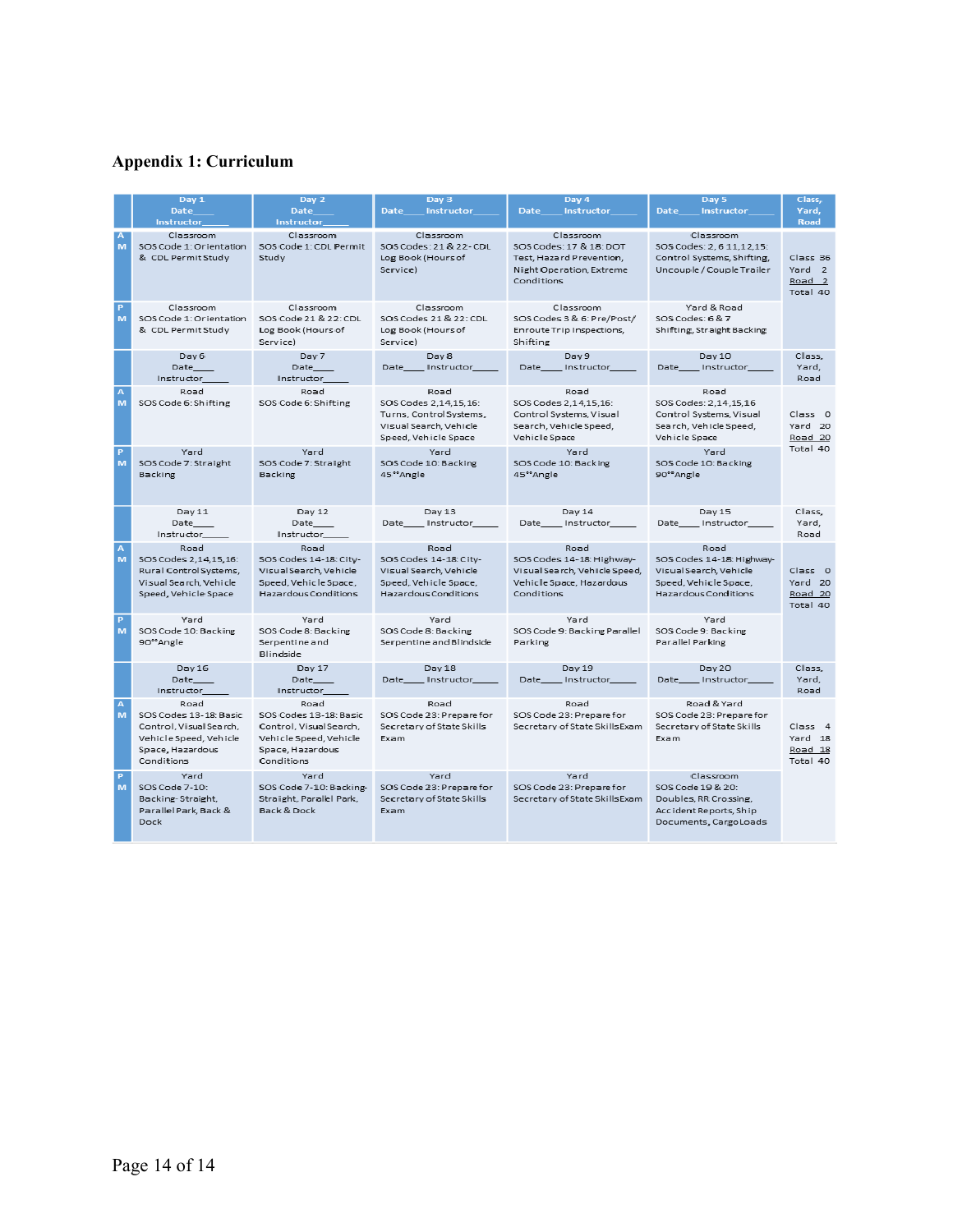## Appendix 1: Curriculum

| | Day 1 Date____ Instructor_____ | Day 2 Date____ Instructor_____ | Day 3 Date____ Instructor_____ | Day 4 Date____ Instructor_____ | Day 5 Date____ Instructor_____ | Class, Yard, Road |
|---|---|---|---|---|---|---|
| AM | Classroom SOS Code 1: Orientation & CDL Permit Study | Classroom SOS Code 1: CDL Permit Study | Classroom SOS Codes: 21 & 22- CDL Log Book (Hours of Service) | Classroom SOS Codes: 17 & 18: DOT Test, Hazard Prevention, Night Operation, Extreme Conditions | Classroom SOS Codes: 2, 6 11,12,15: Control Systems, Shifting, Uncouple / Couple Trailer | Class 36 Yard 2 Road 2 Total 40 |
| PM | Classroom SOS Code 1: Orientation & CDL Permit Study | Classroom SOS Code 21 & 22: CDL Log Book (Hours of Service) | Classroom SOS Codes 21 & 22: CDL Log Book (Hours of Service) | Classroom SOS Codes 3 & 6: Pre/Post/ Enroute Trip Inspections, Shifting | Yard & Road SOS Codes: 6 & 7 Shifting, Straight Backing | |
| | Day 6 Date____ Instructor_____ | Day 7 Date____ Instructor_____ | Day 8 Date____ Instructor_____ | Day 9 Date____ Instructor_____ | Day 10 Date____ Instructor_____ | Class, Yard, Road |
| AM | Road SOS Code 6: Shifting | Road SOS Code 6: Shifting | Road SOS Codes 2,14,15,16: Turns, Control Systems, Visual Search, Vehicle Speed, Vehicle Space | Road SOS Codes 2,14,15,16: Control Systems, Visual Search, Vehicle Speed, Vehicle Space | Road SOS Codes: 2,14,15,16 Control Systems, Visual Search, Vehicle Speed, Vehicle Space | Class 0 Yard 20 Road 20 Total 40 |
| PM | Yard SOS Code 7: Straight Backing | Yard SOS Code 7: Straight Backing | Yard SOS Code 10: Backing 45°Angle | Yard SOS Code 10: Backing 45°Angle | Yard SOS Code 10: Backing 90°Angle | |
| | Day 11 Date____ Instructor_____ | Day 12 Date____ Instructor_____ | Day 13 Date____ Instructor_____ | Day 14 Date____ Instructor_____ | Day 15 Date____ Instructor_____ | Class, Yard, Road |
| AM | Road SOS Codes 2,14,15,16: Rural Control Systems, Visual Search, Vehicle Speed, Vehicle Space | Road SOS Codes 14-18: City- Visual Search, Vehicle Speed, Vehicle Space, Hazardous Conditions | Road SOS Codes 14-18: City- Visual Search, Vehicle Speed, Vehicle Space, Hazardous Conditions | Road SOS Codes 14-18: Highway- Visual Search, Vehicle Speed, Vehicle Space, Hazardous Conditions | Road SOS Codes 14-18: Highway- Visual Search, Vehicle Speed, Vehicle Space, Hazardous Conditions | Class 0 Yard 20 Road 20 Total 40 |
| PM | Yard SOS Code 10: Backing 90°Angle | Yard SOS Code 8: Backing Serpentine and Blindside | Yard SOS Code 8: Backing Serpentine and Blindside | Yard SOS Code 9: Backing Parallel Parking | Yard SOS Code 9: Backing Parallel Parking | |
| | Day 16 Date____ Instructor_____ | Day 17 Date____ Instructor_____ | Day 18 Date____ Instructor_____ | Day 19 Date____ Instructor_____ | Day 20 Date____ Instructor_____ | Class, Yard, Road |
| AM | Road SOS Codes 13-18: Basic Control, Visual Search, Vehicle Speed, Vehicle Space, Hazardous Conditions | Road SOS Codes 13-18: Basic Control, Visual Search, Vehicle Speed, Vehicle Space, Hazardous Conditions | Road SOS Code 23: Prepare for Secretary of State Skills Exam | Road SOS Code 23: Prepare for Secretary of State Skills Exam | Road & Yard SOS Code 23: Prepare for Secretary of State Skills Exam | Class 4 Yard 18 Road 18 Total 40 |
| PM | Yard SOS Code 7-10: Backing- Straight, Parallel Park, Back & Dock | Yard SOS Code 7-10: Backing- Straight, Parallel Park, Back & Dock | Yard SOS Code 23: Prepare for Secretary of State Skills Exam | Yard SOS Code 23: Prepare for Secretary of State Skills Exam | Classroom SOS Code 19 & 20: Doubles, RR Crossing, Accident Reports, Ship Documents, Cargo Loads | |